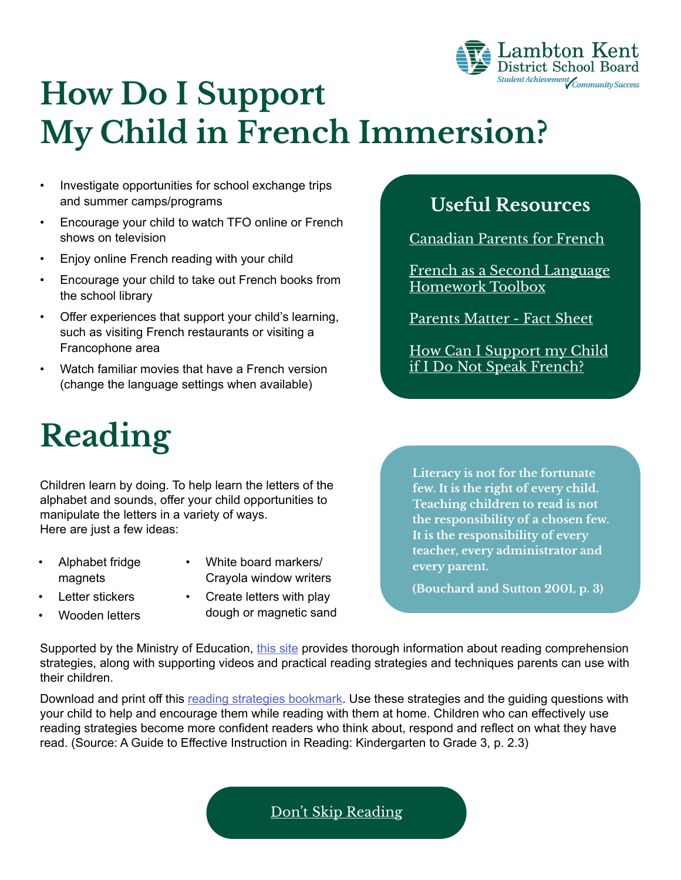Lambton Kent District School Board
*Student Achievement ✓ Community Success*

# How Do I Support My Child in French Immersion?

- Investigate opportunities for school exchange trips and summer camps/programs
- Encourage your child to watch TFO online or French shows on television
- Enjoy online French reading with your child
- Encourage your child to take out French books from the school library
- Offer experiences that support your child's learning, such as visiting French restaurants or visiting a Francophone area
- Watch familiar movies that have a French version (change the language settings when available)

## Useful Resources

Canadian Parents for French

French as a Second Language Homework Toolbox

Parents Matter - Fact Sheet

How Can I Support my Child if I Do Not Speak French?

# Reading

Children learn by doing. To help learn the letters of the alphabet and sounds, offer your child opportunities to manipulate the letters in a variety of ways.
Here are just a few ideas:

- Alphabet fridge magnets
- Letter stickers
- Wooden letters
- White board markers/ Crayola window writers
- Create letters with play dough or magnetic sand

> **Literacy is not for the fortunate few. It is the right of every child. Teaching children to read is not the responsibility of a chosen few. It is the responsibility of every teacher, every administrator and every parent.**
>
> **(Bouchard and Sutton 2001, p. 3)**

Supported by the Ministry of Education, this site provides thorough information about reading comprehension strategies, along with supporting videos and practical reading strategies and techniques parents can use with their children.

Download and print off this reading strategies bookmark. Use these strategies and the guiding questions with your child to help and encourage them while reading with them at home. Children who can effectively use reading strategies become more confident readers who think about, respond and reflect on what they have read. (Source: A Guide to Effective Instruction in Reading: Kindergarten to Grade 3, p. 2.3)

Don't Skip Reading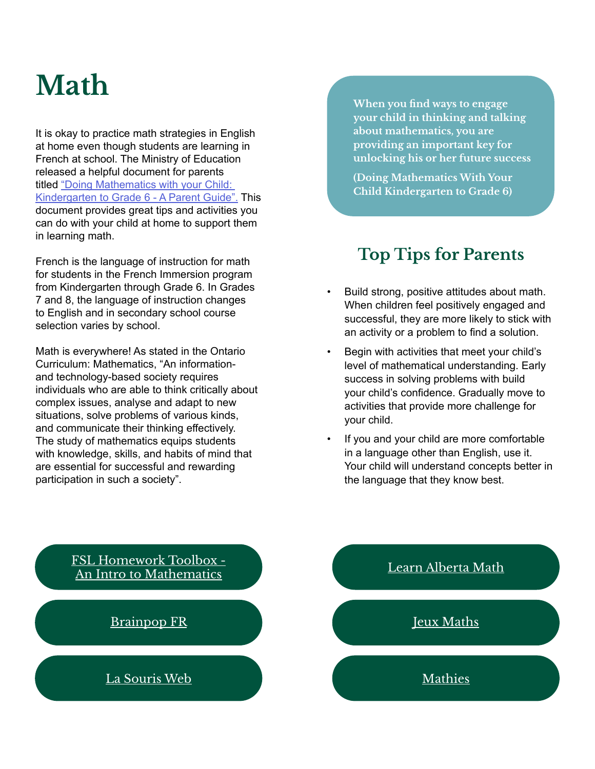# Math

It is okay to practice math strategies in English at home even though students are learning in French at school. The Ministry of Education released a helpful document for parents titled "Doing Mathematics with your Child: Kindergarten to Grade 6 - A Parent Guide". This document provides great tips and activities you can do with your child at home to support them in learning math.

French is the language of instruction for math for students in the French Immersion program from Kindergarten through Grade 6. In Grades 7 and 8, the language of instruction changes to English and in secondary school course selection varies by school.

Math is everywhere! As stated in the Ontario Curriculum: Mathematics, "An information- and technology-based society requires individuals who are able to think critically about complex issues, analyse and adapt to new situations, solve problems of various kinds, and communicate their thinking effectively. The study of mathematics equips students with knowledge, skills, and habits of mind that are essential for successful and rewarding participation in such a society".

> **When you find ways to engage your child in thinking and talking about mathematics, you are providing an important key for unlocking his or her future success**
>
> **(Doing Mathematics With Your Child Kindergarten to Grade 6)**

## Top Tips for Parents

- Build strong, positive attitudes about math. When children feel positively engaged and successful, they are more likely to stick with an activity or a problem to find a solution.
- Begin with activities that meet your child's level of mathematical understanding. Early success in solving problems with build your child's confidence. Gradually move to activities that provide more challenge for your child.
- If you and your child are more comfortable in a language other than English, use it. Your child will understand concepts better in the language that they know best.

FSL Homework Toolbox - An Intro to Mathematics

Brainpop FR

La Souris Web

Learn Alberta Math

Jeux Maths

Mathies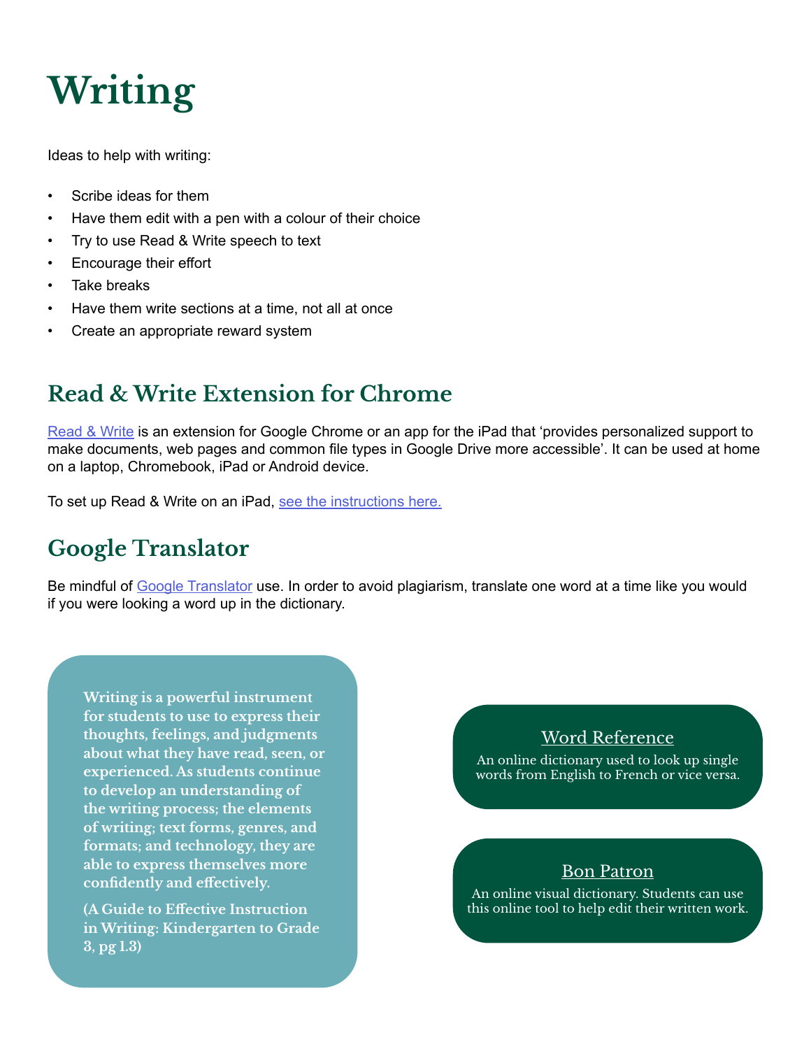# Writing

Ideas to help with writing:

- Scribe ideas for them
- Have them edit with a pen with a colour of their choice
- Try to use Read & Write speech to text
- Encourage their effort
- Take breaks
- Have them write sections at a time, not all at once
- Create an appropriate reward system

## Read & Write Extension for Chrome

Read & Write is an extension for Google Chrome or an app for the iPad that 'provides personalized support to make documents, web pages and common file types in Google Drive more accessible'. It can be used at home on a laptop, Chromebook, iPad or Android device.

To set up Read & Write on an iPad, see the instructions here.

## Google Translator

Be mindful of Google Translator use. In order to avoid plagiarism, translate one word at a time like you would if you were looking a word up in the dictionary.

**Writing is a powerful instrument for students to use to express their thoughts, feelings, and judgments about what they have read, seen, or experienced. As students continue to develop an understanding of the writing process; the elements of writing; text forms, genres, and formats; and technology, they are able to express themselves more confidently and effectively.**

**(A Guide to Effective Instruction in Writing: Kindergarten to Grade 3, pg 1.3)**

**Word Reference**

An online dictionary used to look up single words from English to French or vice versa.

**Bon Patron**

An online visual dictionary. Students can use this online tool to help edit their written work.